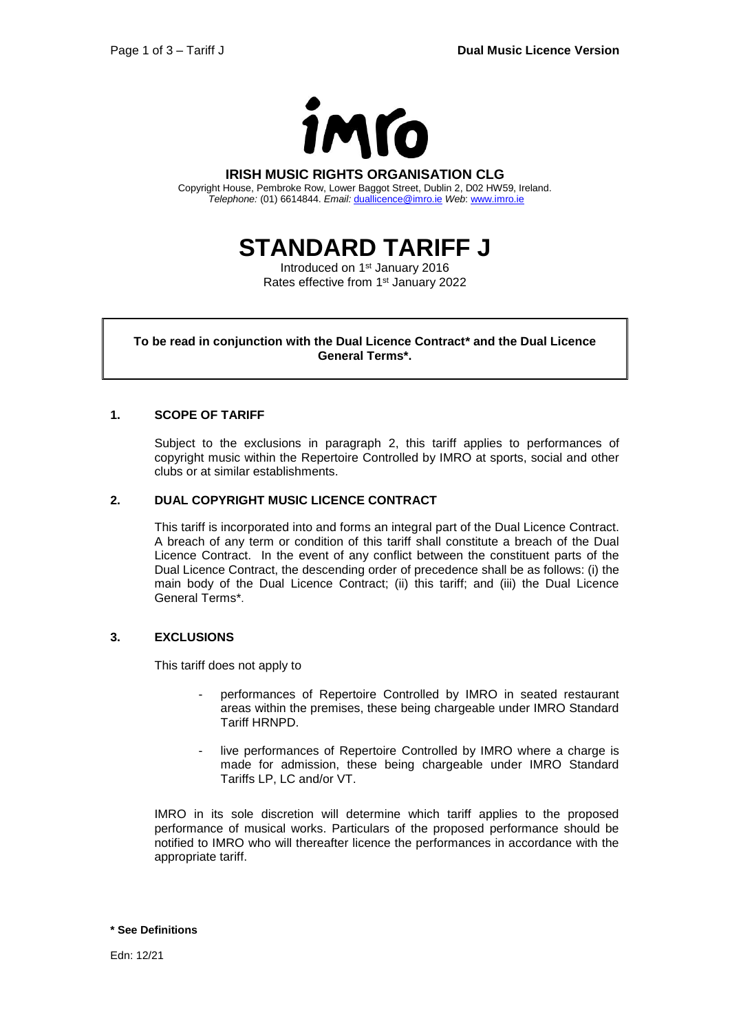**IRISH MUSIC RIGHTS ORGANISATION CLG**

Copyright House, Pembroke Row, Lower Baggot Street, Dublin 2, D02 HW59, Ireland.
*Telephone:* (01) 6614844. *Email:* duallicence@imro.ie *Web*: www.imro.ie

# STANDARD TARIFF J

Introduced on 1st January 2016
Rates effective from 1st January 2022

**To be read in conjunction with the Dual Licence Contract* and the Dual Licence General Terms*.**

## 1. SCOPE OF TARIFF

Subject to the exclusions in paragraph 2, this tariff applies to performances of copyright music within the Repertoire Controlled by IMRO at sports, social and other clubs or at similar establishments.

## 2. DUAL COPYRIGHT MUSIC LICENCE CONTRACT

This tariff is incorporated into and forms an integral part of the Dual Licence Contract. A breach of any term or condition of this tariff shall constitute a breach of the Dual Licence Contract. In the event of any conflict between the constituent parts of the Dual Licence Contract, the descending order of precedence shall be as follows: (i) the main body of the Dual Licence Contract; (ii) this tariff; and (iii) the Dual Licence General Terms*.

## 3. EXCLUSIONS

This tariff does not apply to

- performances of Repertoire Controlled by IMRO in seated restaurant areas within the premises, these being chargeable under IMRO Standard Tariff HRNPD.
- live performances of Repertoire Controlled by IMRO where a charge is made for admission, these being chargeable under IMRO Standard Tariffs LP, LC and/or VT.

IMRO in its sole discretion will determine which tariff applies to the proposed performance of musical works. Particulars of the proposed performance should be notified to IMRO who will thereafter licence the performances in accordance with the appropriate tariff.

**\* See Definitions**

Edn: 12/21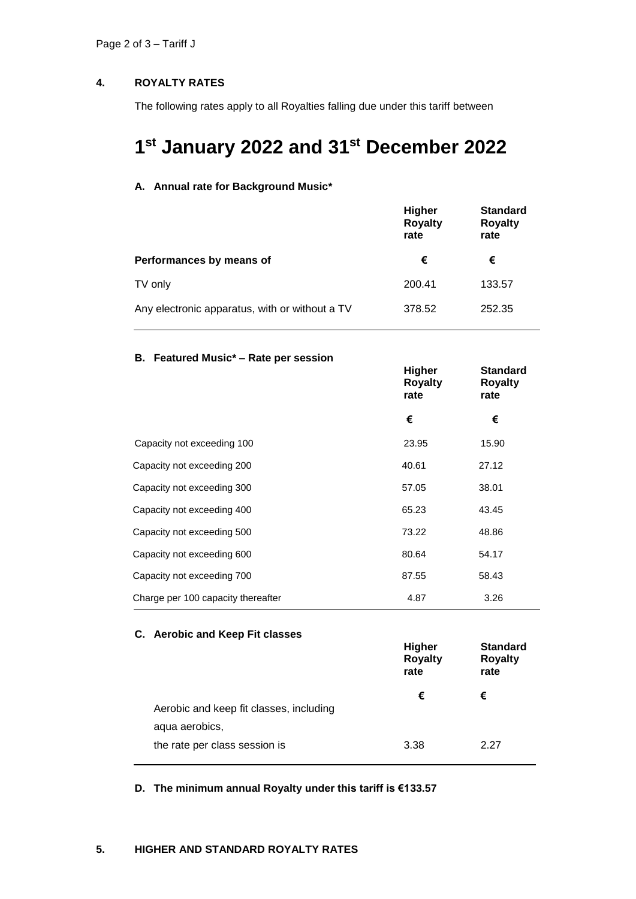## 4. ROYALTY RATES

The following rates apply to all Royalties falling due under this tariff between

# 1st January 2022 and 31st December 2022

### A. Annual rate for Background Music*

| | Higher Royalty rate | Standard Royalty rate |
|---|---|---|
| **Performances by means of** | **€** | **€** |
| TV only | 200.41 | 133.57 |
| Any electronic apparatus, with or without a TV | 378.52 | 252.35 |

### B. Featured Music* – Rate per session

| | Higher Royalty rate | Standard Royalty rate |
|---|---|---|
| | **€** | **€** |
| Capacity not exceeding 100 | 23.95 | 15.90 |
| Capacity not exceeding 200 | 40.61 | 27.12 |
| Capacity not exceeding 300 | 57.05 | 38.01 |
| Capacity not exceeding 400 | 65.23 | 43.45 |
| Capacity not exceeding 500 | 73.22 | 48.86 |
| Capacity not exceeding 600 | 80.64 | 54.17 |
| Capacity not exceeding 700 | 87.55 | 58.43 |
| Charge per 100 capacity thereafter | 4.87 | 3.26 |

### C. Aerobic and Keep Fit classes

| | Higher Royalty rate | Standard Royalty rate |
|---|---|---|
| | **€** | **€** |
| Aerobic and keep fit classes, including aqua aerobics, the rate per class session is | 3.38 | 2.27 |

### D. The minimum annual Royalty under this tariff is €133.57

## 5. HIGHER AND STANDARD ROYALTY RATES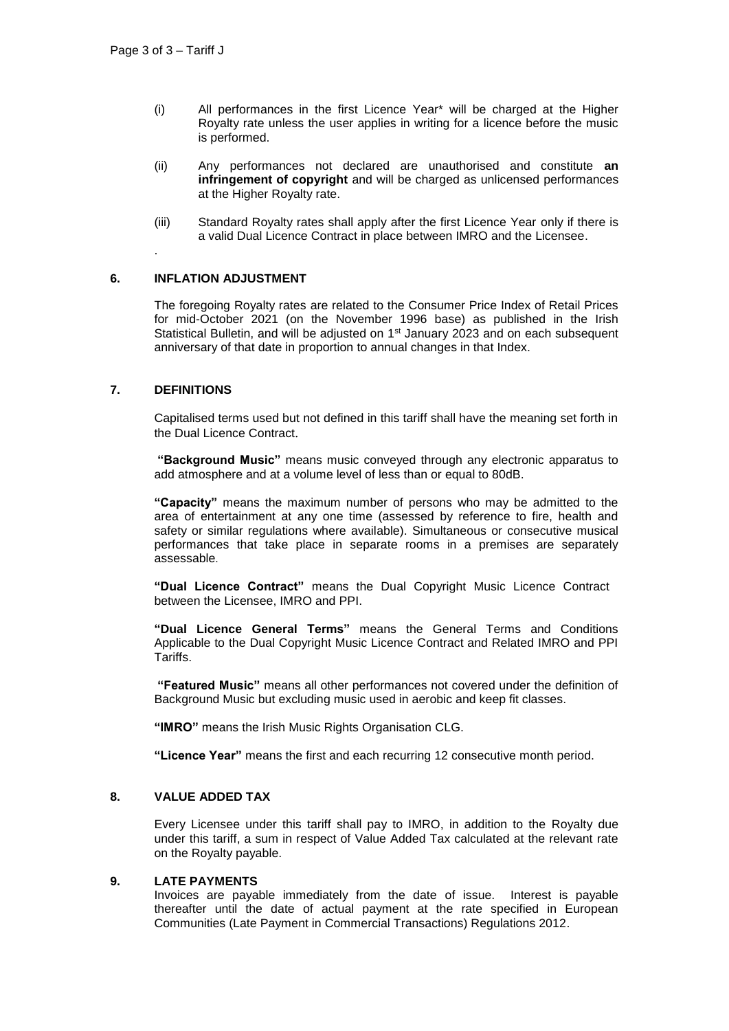(i) All performances in the first Licence Year* will be charged at the Higher Royalty rate unless the user applies in writing for a licence before the music is performed.

(ii) Any performances not declared are unauthorised and constitute **an infringement of copyright** and will be charged as unlicensed performances at the Higher Royalty rate.

(iii) Standard Royalty rates shall apply after the first Licence Year only if there is a valid Dual Licence Contract in place between IMRO and the Licensee.

.

## 6. INFLATION ADJUSTMENT

The foregoing Royalty rates are related to the Consumer Price Index of Retail Prices for mid-October 2021 (on the November 1996 base) as published in the Irish Statistical Bulletin, and will be adjusted on 1st January 2023 and on each subsequent anniversary of that date in proportion to annual changes in that Index.

## 7. DEFINITIONS

Capitalised terms used but not defined in this tariff shall have the meaning set forth in the Dual Licence Contract.

**"Background Music"** means music conveyed through any electronic apparatus to add atmosphere and at a volume level of less than or equal to 80dB.

**"Capacity"** means the maximum number of persons who may be admitted to the area of entertainment at any one time (assessed by reference to fire, health and safety or similar regulations where available). Simultaneous or consecutive musical performances that take place in separate rooms in a premises are separately assessable.

**"Dual Licence Contract"** means the Dual Copyright Music Licence Contract between the Licensee, IMRO and PPI.

**"Dual Licence General Terms"** means the General Terms and Conditions Applicable to the Dual Copyright Music Licence Contract and Related IMRO and PPI Tariffs.

**"Featured Music"** means all other performances not covered under the definition of Background Music but excluding music used in aerobic and keep fit classes.

**"IMRO"** means the Irish Music Rights Organisation CLG.

**"Licence Year"** means the first and each recurring 12 consecutive month period.

## 8. VALUE ADDED TAX

Every Licensee under this tariff shall pay to IMRO, in addition to the Royalty due under this tariff, a sum in respect of Value Added Tax calculated at the relevant rate on the Royalty payable.

## 9. LATE PAYMENTS

Invoices are payable immediately from the date of issue. Interest is payable thereafter until the date of actual payment at the rate specified in European Communities (Late Payment in Commercial Transactions) Regulations 2012.